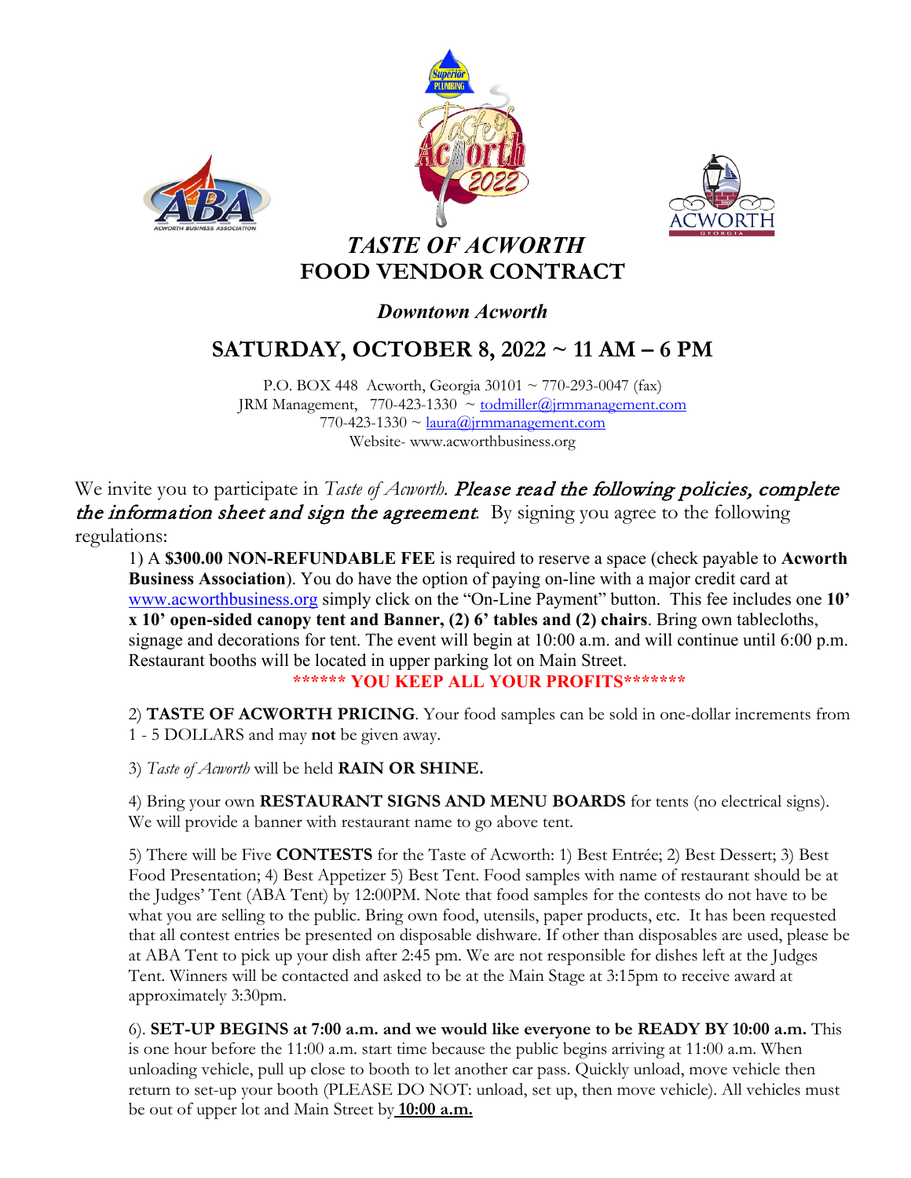# *TASTE OF ACWORTH*
# FOOD VENDOR CONTRACT

### *Downtown Acworth*

## SATURDAY, OCTOBER 8, 2022 ~ 11 AM – 6 PM

P.O. BOX 448 Acworth, Georgia 30101 ~ 770-293-0047 (fax)
JRM Management, 770-423-1330 ~ todmiller@jrmmanagement.com
770-423-1330 ~ laura@jrmmanagement.com
Website- www.acworthbusiness.org

We invite you to participate in *Taste of Acworth*. *Please read the following policies, complete the information sheet and sign the agreement.* By signing you agree to the following regulations:

1) A **$300.00 NON-REFUNDABLE FEE** is required to reserve a space (check payable to **Acworth Business Association**). You do have the option of paying on-line with a major credit card at www.acworthbusiness.org simply click on the "On-Line Payment" button. This fee includes one **10' x 10' open-sided canopy tent and Banner, (2) 6' tables and (2) chairs**. Bring own tablecloths, signage and decorations for tent. The event will begin at 10:00 a.m. and will continue until 6:00 p.m. Restaurant booths will be located in upper parking lot on Main Street.

**\*\*\*\*\*\* YOU KEEP ALL YOUR PROFITS\*\*\*\*\*\*\***

2) **TASTE OF ACWORTH PRICING**. Your food samples can be sold in one-dollar increments from 1 - 5 DOLLARS and may **not** be given away.

3) *Taste of Acworth* will be held **RAIN OR SHINE.**

4) Bring your own **RESTAURANT SIGNS AND MENU BOARDS** for tents (no electrical signs). We will provide a banner with restaurant name to go above tent.

5) There will be Five **CONTESTS** for the Taste of Acworth: 1) Best Entrée; 2) Best Dessert; 3) Best Food Presentation; 4) Best Appetizer 5) Best Tent. Food samples with name of restaurant should be at the Judges' Tent (ABA Tent) by 12:00PM. Note that food samples for the contests do not have to be what you are selling to the public. Bring own food, utensils, paper products, etc. It has been requested that all contest entries be presented on disposable dishware. If other than disposables are used, please be at ABA Tent to pick up your dish after 2:45 pm. We are not responsible for dishes left at the Judges Tent. Winners will be contacted and asked to be at the Main Stage at 3:15pm to receive award at approximately 3:30pm.

6). **SET-UP BEGINS at 7:00 a.m. and we would like everyone to be READY BY 10:00 a.m.** This is one hour before the 11:00 a.m. start time because the public begins arriving at 11:00 a.m. When unloading vehicle, pull up close to booth to let another car pass. Quickly unload, move vehicle then return to set-up your booth (PLEASE DO NOT: unload, set up, then move vehicle). All vehicles must be out of upper lot and Main Street by **10:00 a.m.**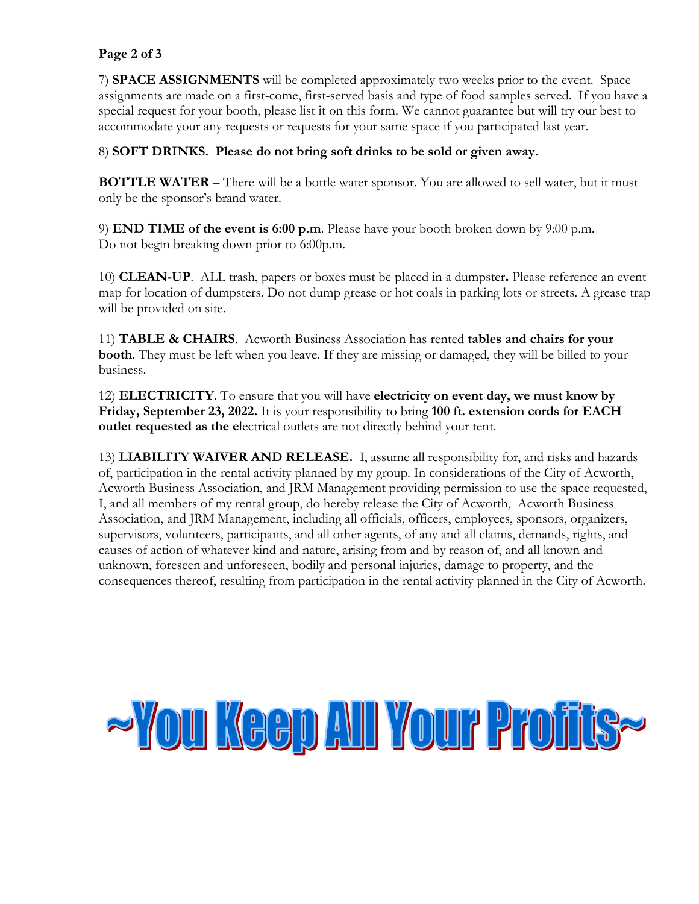7) **SPACE ASSIGNMENTS** will be completed approximately two weeks prior to the event. Space assignments are made on a first-come, first-served basis and type of food samples served. If you have a special request for your booth, please list it on this form. We cannot guarantee but will try our best to accommodate your any requests or requests for your same space if you participated last year.

8) **SOFT DRINKS. Please do not bring soft drinks to be sold or given away.**

**BOTTLE WATER** – There will be a bottle water sponsor. You are allowed to sell water, but it must only be the sponsor's brand water.

9) **END TIME of the event is 6:00 p.m**. Please have your booth broken down by 9:00 p.m.
Do not begin breaking down prior to 6:00p.m.

10) **CLEAN-UP**. ALL trash, papers or boxes must be placed in a dumpster**.** Please reference an event map for location of dumpsters. Do not dump grease or hot coals in parking lots or streets. A grease trap will be provided on site.

11) **TABLE & CHAIRS**. Acworth Business Association has rented **tables and chairs for your booth**. They must be left when you leave. If they are missing or damaged, they will be billed to your business.

12) **ELECTRICITY**. To ensure that you will have **electricity on event day, we must know by Friday, September 23, 2022.** It is your responsibility to bring **100 ft. extension cords for EACH outlet requested as the e**lectrical outlets are not directly behind your tent.

13) **LIABILITY WAIVER AND RELEASE.** I, assume all responsibility for, and risks and hazards of, participation in the rental activity planned by my group. In considerations of the City of Acworth, Acworth Business Association, and JRM Management providing permission to use the space requested, I, and all members of my rental group, do hereby release the City of Acworth, Acworth Business Association, and JRM Management, including all officials, officers, employees, sponsors, organizers, supervisors, volunteers, participants, and all other agents, of any and all claims, demands, rights, and causes of action of whatever kind and nature, arising from and by reason of, and all known and unknown, foreseen and unforeseen, bodily and personal injuries, damage to property, and the consequences thereof, resulting from participation in the rental activity planned in the City of Acworth.

# ~You Keep All Your Profits~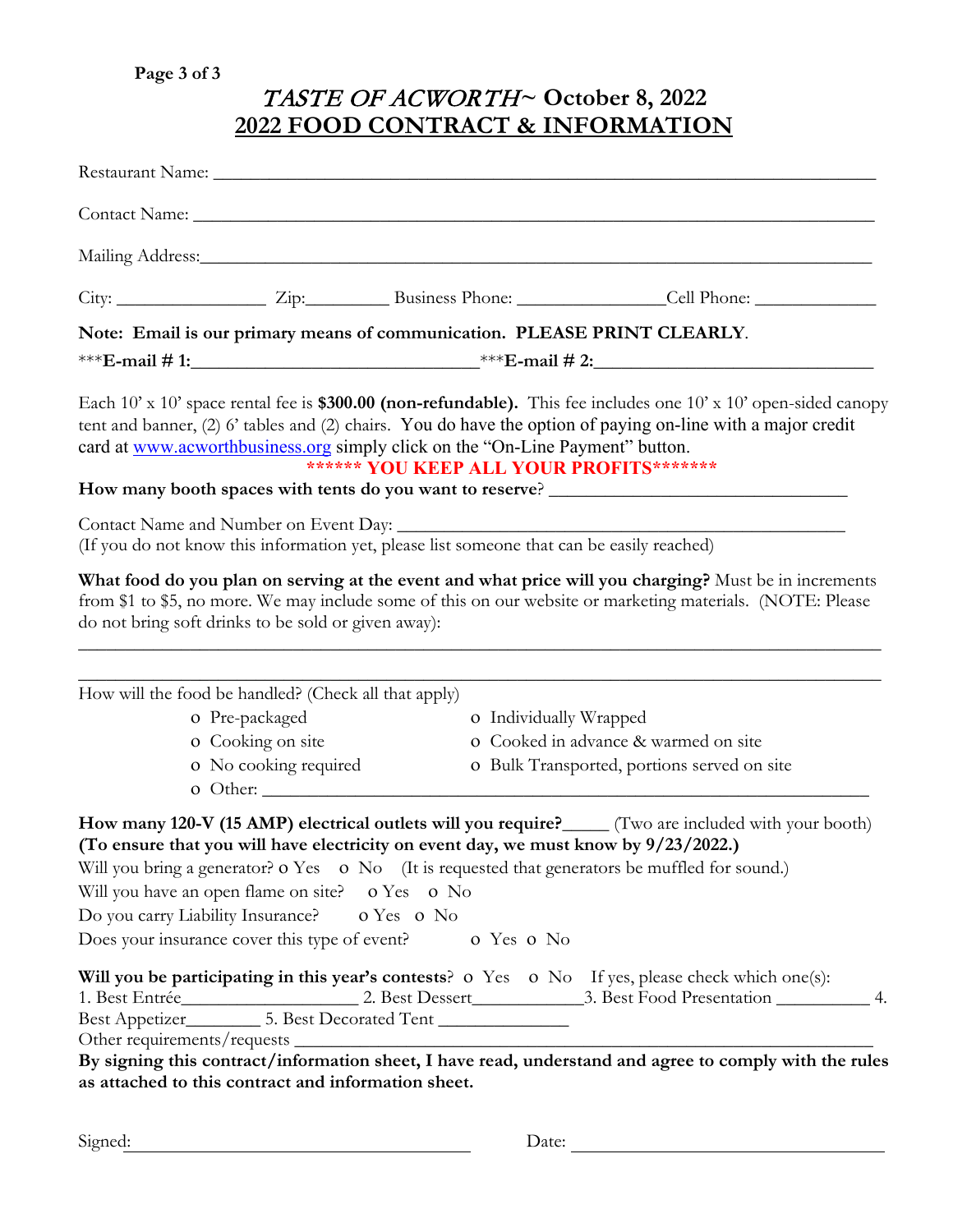# *TASTE OF ACWORTH*~ October 8, 2022
## 2022 FOOD CONTRACT & INFORMATION

Restaurant Name: ___________________________________________________________________

Contact Name: ______________________________________________________________________

Mailing Address:_____________________________________________________________________

City: ________________ Zip:_________ Business Phone: ________________Cell Phone: _____________

**Note: Email is our primary means of communication. PLEASE PRINT CLEARLY**.

***__E-mail # 1:__________________________________***__E-mail # 2:__________________________________

Each 10' x 10' space rental fee is **$300.00 (non-refundable).** This fee includes one 10' x 10' open-sided canopy tent and banner, (2) 6' tables and (2) chairs. You do have the option of paying on-line with a major credit card at www.acworthbusiness.org simply click on the "On-Line Payment" button.

**\*\*\*\*\*\* YOU KEEP ALL YOUR PROFITS\*\*\*\*\*\*\***

**How many booth spaces with tents do you want to reserve**? ________________________________

Contact Name and Number on Event Day: ___________________________________________________
(If you do not know this information yet, please list someone that can be easily reached)

**What food do you plan on serving at the event and what price will you charging?** Must be in increments from $1 to $5, no more. We may include some of this on our website or marketing materials. (NOTE: Please do not bring soft drinks to be sold or given away):

______________________________________________________________________________________

______________________________________________________________________________________

How will the food be handled? (Check all that apply)

- o Pre-packaged
- o Individually Wrapped
- o Cooking on site
- o Cooked in advance & warmed on site
- o No cooking required
- o Bulk Transported, portions served on site
- o Other: ______________________________________________________________

**How many 120-V (15 AMP) electrical outlets will you require?**_____ (Two are included with your booth)
**(To ensure that you will have electricity on event day, we must know by 9/23/2022.)**

Will you bring a generator? o Yes o No (It is requested that generators be muffled for sound.)

Will you have an open flame on site? o Yes o No

Do you carry Liability Insurance? o Yes o No

Does your insurance cover this type of event? o Yes o No

**Will you be participating in this year's contests**? o Yes o No If yes, please check which one(s):
1. Best Entrée___________________ 2. Best Dessert____________3. Best Food Presentation __________ 4. Best Appetizer________ 5. Best Decorated Tent ______________

Other requirements/requests ___________________________________________________________

**By signing this contract/information sheet, I have read, understand and agree to comply with the rules as attached to this contract and information sheet.**

Signed:_________________________________ Date: ______________________________